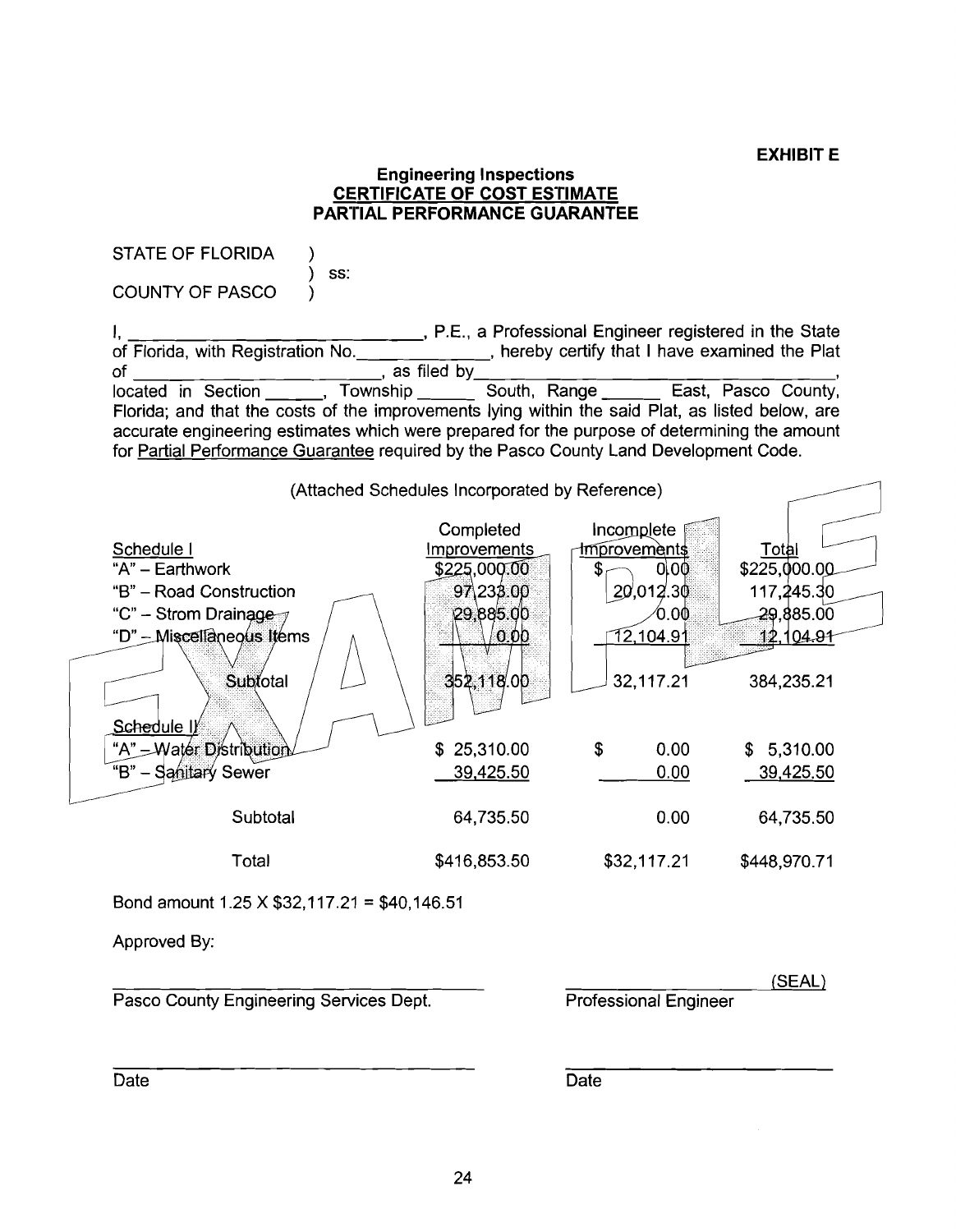**EXHIBIT E**

**Engineering Inspections**
**CERTIFICATE OF COST ESTIMATE**
**PARTIAL PERFORMANCE GUARANTEE**

STATE OF FLORIDA )
) ss:
COUNTY OF PASCO )

I, \_\_\_\_\_\_\_\_\_\_\_\_\_\_\_\_\_\_\_\_\_\_\_\_\_\_\_\_, P.E., a Professional Engineer registered in the State of Florida, with Registration No.\_\_\_\_\_\_\_\_\_\_\_\_\_\_, hereby certify that I have examined the Plat of \_\_\_\_\_\_\_\_\_\_\_\_\_\_\_\_\_\_\_\_\_\_\_\_, as filed by\_\_\_\_\_\_\_\_\_\_\_\_\_\_\_\_\_\_\_\_\_\_\_\_\_\_\_\_\_\_\_\_\_\_\_\_\_, located in Section \_\_\_\_\_\_, Township \_\_\_\_\_\_ South, Range \_\_\_\_\_\_ East, Pasco County, Florida; and that the costs of the improvements lying within the said Plat, as listed below, are accurate engineering estimates which were prepared for the purpose of determining the amount for Partial Performance Guarantee required by the Pasco County Land Development Code.

(Attached Schedules Incorporated by Reference)

EXAMPLE

| | Completed Improvements | Incomplete Improvements | Total |
|---|---|---|---|
| Schedule I | | | |
| "A" – Earthwork | $225,000.00 | $ 0.00 | $225,000.00 |
| "B" – Road Construction | 97,233.00 | 20,012.30 | 117,245.30 |
| "C" – Strom Drainage | 29,885.00 | 0.00 | 29,885.00 |
| "D" – Miscellaneous Items | 0.00 | 12,104.91 | 12,104.91 |
| Subtotal | 352,118.00 | 32,117.21 | 384,235.21 |
| Schedule II | | | |
| "A" – Water Distribution | $ 25,310.00 | $ 0.00 | $ 5,310.00 |
| "B" – Sanitary Sewer | 39,425.50 | 0.00 | 39,425.50 |
| Subtotal | 64,735.50 | 0.00 | 64,735.50 |
| Total | $416,853.50 | $32,117.21 | $448,970.71 |

Bond amount 1.25 X $32,117.21 = $40,146.51

Approved By:

\_\_\_\_\_\_\_\_\_\_\_\_\_\_\_\_\_\_\_\_\_\_\_\_\_\_\_\_\_\_\_\_\_\_ \_\_\_\_\_\_\_\_\_\_\_\_\_\_\_\_\_\_\_\_\_\_\_\_ (SEAL)
Pasco County Engineering Services Dept. Professional Engineer

\_\_\_\_\_\_\_\_\_\_\_\_\_\_\_\_\_\_\_\_\_\_\_\_\_\_\_\_\_\_\_\_\_\_ \_\_\_\_\_\_\_\_\_\_\_\_\_\_\_\_\_\_\_\_\_\_\_\_\_\_\_\_
Date Date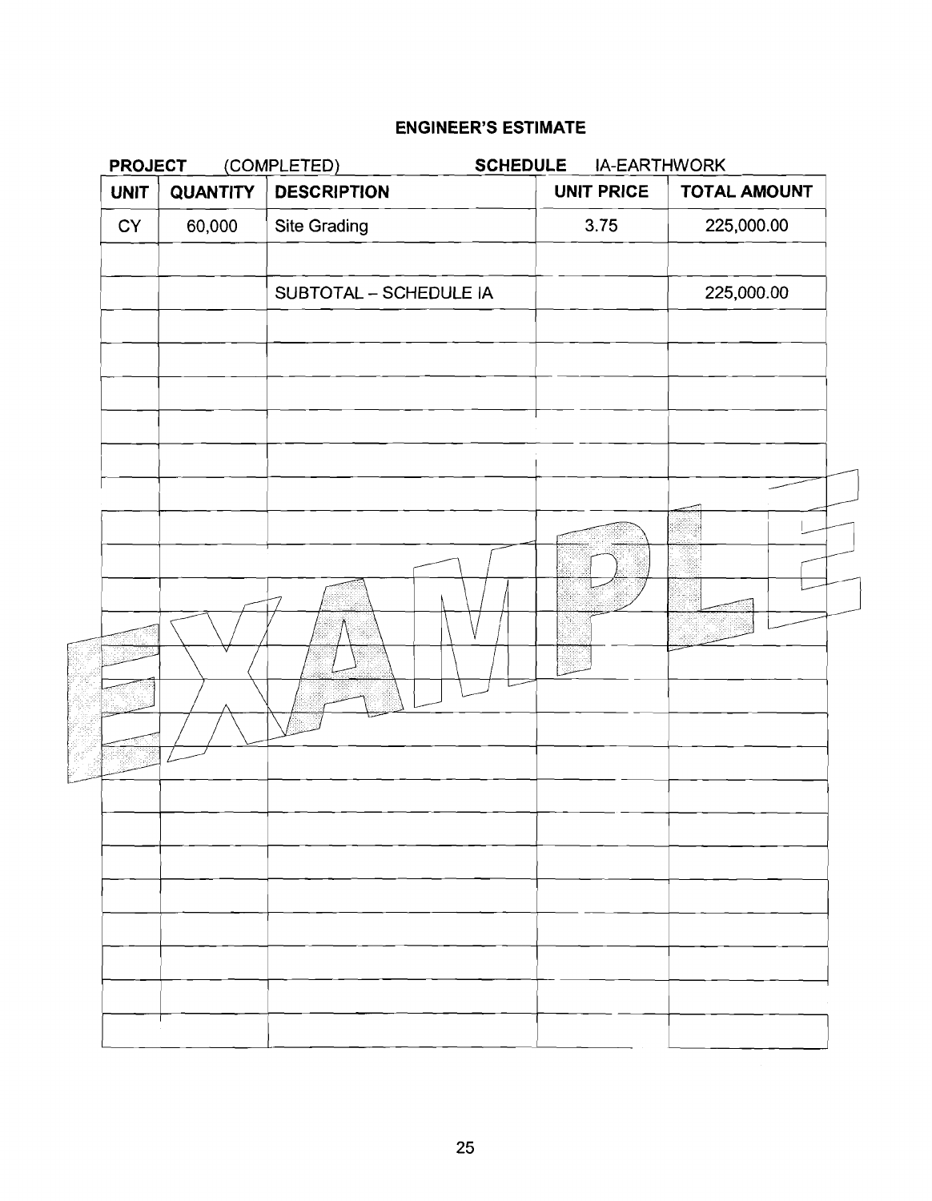## ENGINEER'S ESTIMATE

**PROJECT** (COMPLETED) **SCHEDULE** IA-EARTHWORK

| UNIT | QUANTITY | DESCRIPTION | UNIT PRICE | TOTAL AMOUNT |
|---|---|---|---|---|
| CY | 60,000 | Site Grading | 3.75 | 225,000.00 |
| | | | | |
| | | SUBTOTAL – SCHEDULE IA | | 225,000.00 |

EXAMPLE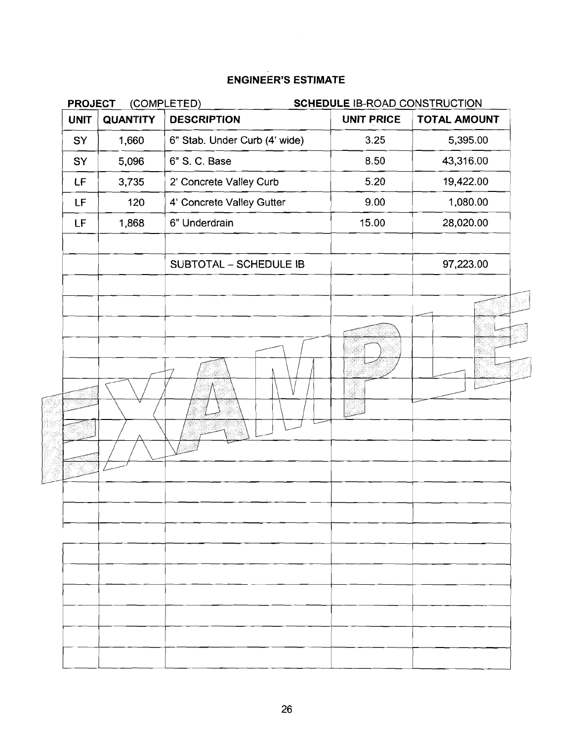## ENGINEER'S ESTIMATE

**PROJECT** (COMPLETED) **SCHEDULE** IB-ROAD CONSTRUCTION

| UNIT | QUANTITY | DESCRIPTION | UNIT PRICE | TOTAL AMOUNT |
|---|---|---|---|---|
| SY | 1,660 | 6" Stab. Under Curb (4' wide) | 3.25 | 5,395.00 |
| SY | 5,096 | 6" S. C. Base | 8.50 | 43,316.00 |
| LF | 3,735 | 2' Concrete Valley Curb | 5.20 | 19,422.00 |
| LF | 120 | 4' Concrete Valley Gutter | 9.00 | 1,080.00 |
| LF | 1,868 | 6" Underdrain | 15.00 | 28,020.00 |
| | | | | |
| | | SUBTOTAL – SCHEDULE IB | | 97,223.00 |

EXAMPLE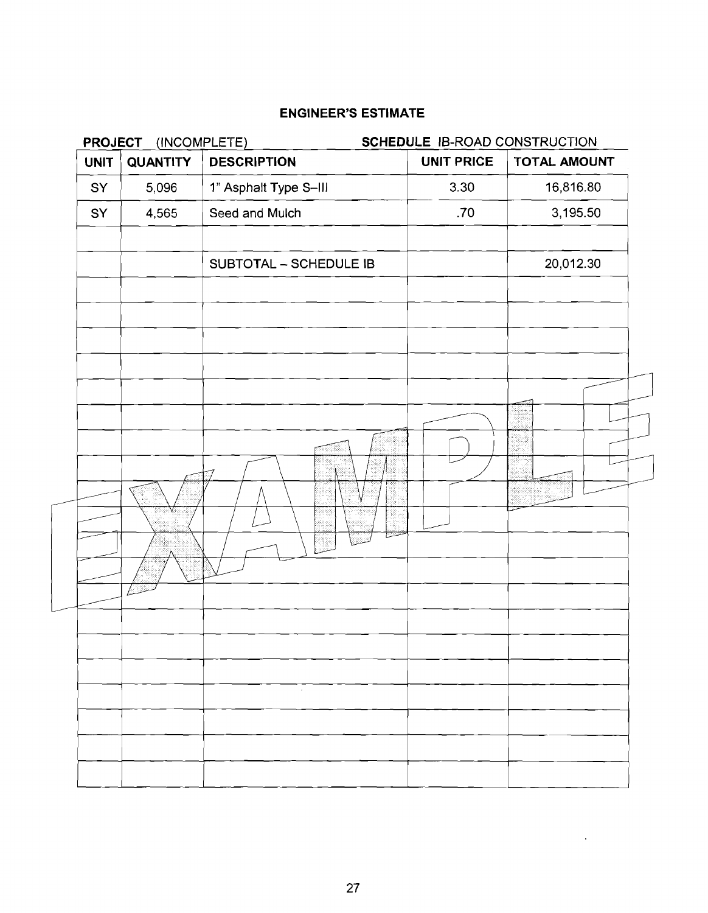## ENGINEER'S ESTIMATE

**PROJECT** (INCOMPLETE) **SCHEDULE** IB-ROAD CONSTRUCTION

| UNIT | QUANTITY | DESCRIPTION | UNIT PRICE | TOTAL AMOUNT |
|---|---|---|---|---|
| SY | 5,096 | 1" Asphalt Type S–III | 3.30 | 16,816.80 |
| SY | 4,565 | Seed and Mulch | .70 | 3,195.50 |
| | | | | |
| | | SUBTOTAL – SCHEDULE IB | | 20,012.30 |

EXAMPLE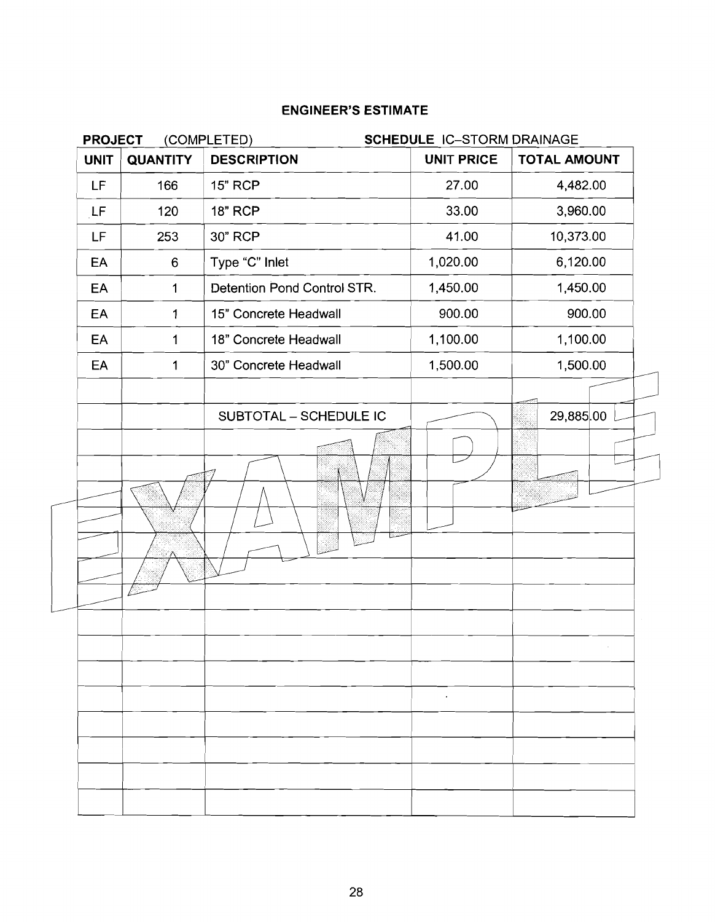## ENGINEER'S ESTIMATE

**PROJECT** (COMPLETED) **SCHEDULE** IC–STORM DRAINAGE

| UNIT | QUANTITY | DESCRIPTION | UNIT PRICE | TOTAL AMOUNT |
|---|---|---|---|---|
| LF | 166 | 15" RCP | 27.00 | 4,482.00 |
| LF | 120 | 18" RCP | 33.00 | 3,960.00 |
| LF | 253 | 30" RCP | 41.00 | 10,373.00 |
| EA | 6 | Type "C" Inlet | 1,020.00 | 6,120.00 |
| EA | 1 | Detention Pond Control STR. | 1,450.00 | 1,450.00 |
| EA | 1 | 15" Concrete Headwall | 900.00 | 900.00 |
| EA | 1 | 18" Concrete Headwall | 1,100.00 | 1,100.00 |
| EA | 1 | 30" Concrete Headwall | 1,500.00 | 1,500.00 |
| | | | | |
| | | SUBTOTAL – SCHEDULE IC | | 29,885.00 |

EXAMPLE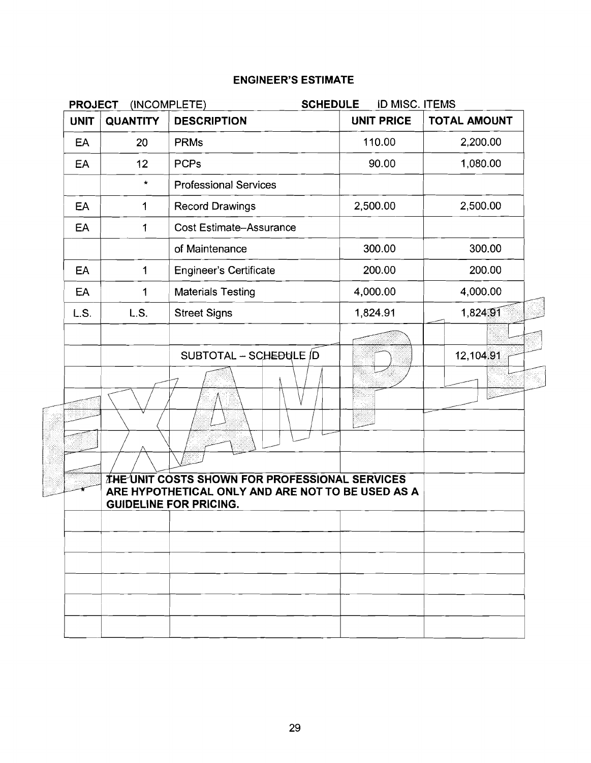## ENGINEER'S ESTIMATE

**PROJECT** (INCOMPLETE) **SCHEDULE** ID MISC. ITEMS

| UNIT | QUANTITY | DESCRIPTION | UNIT PRICE | TOTAL AMOUNT |
|---|---|---|---|---|
| EA | 20 | PRMs | 110.00 | 2,200.00 |
| EA | 12 | PCPs | 90.00 | 1,080.00 |
| | * | Professional Services | | |
| EA | 1 | Record Drawings | 2,500.00 | 2,500.00 |
| EA | 1 | Cost Estimate–Assurance | | |
| | | of Maintenance | 300.00 | 300.00 |
| EA | 1 | Engineer's Certificate | 200.00 | 200.00 |
| EA | 1 | Materials Testing | 4,000.00 | 4,000.00 |
| L.S. | L.S. | Street Signs | 1,824.91 | 1,824.91 |
| | | | | |
| | | SUBTOTAL – SCHEDULE ID | | 12,104.91 |
| | | | | |
| | | | | |
| | | | | |
| | | | | |
| | | | | |
| * | **THE UNIT COSTS SHOWN FOR PROFESSIONAL SERVICES ARE HYPOTHETICAL ONLY AND ARE NOT TO BE USED AS A GUIDELINE FOR PRICING.** | | | |
| | | | | |
| | | | | |
| | | | | |
| | | | | |
| | | | | |
| | | | | |

EXAMPLE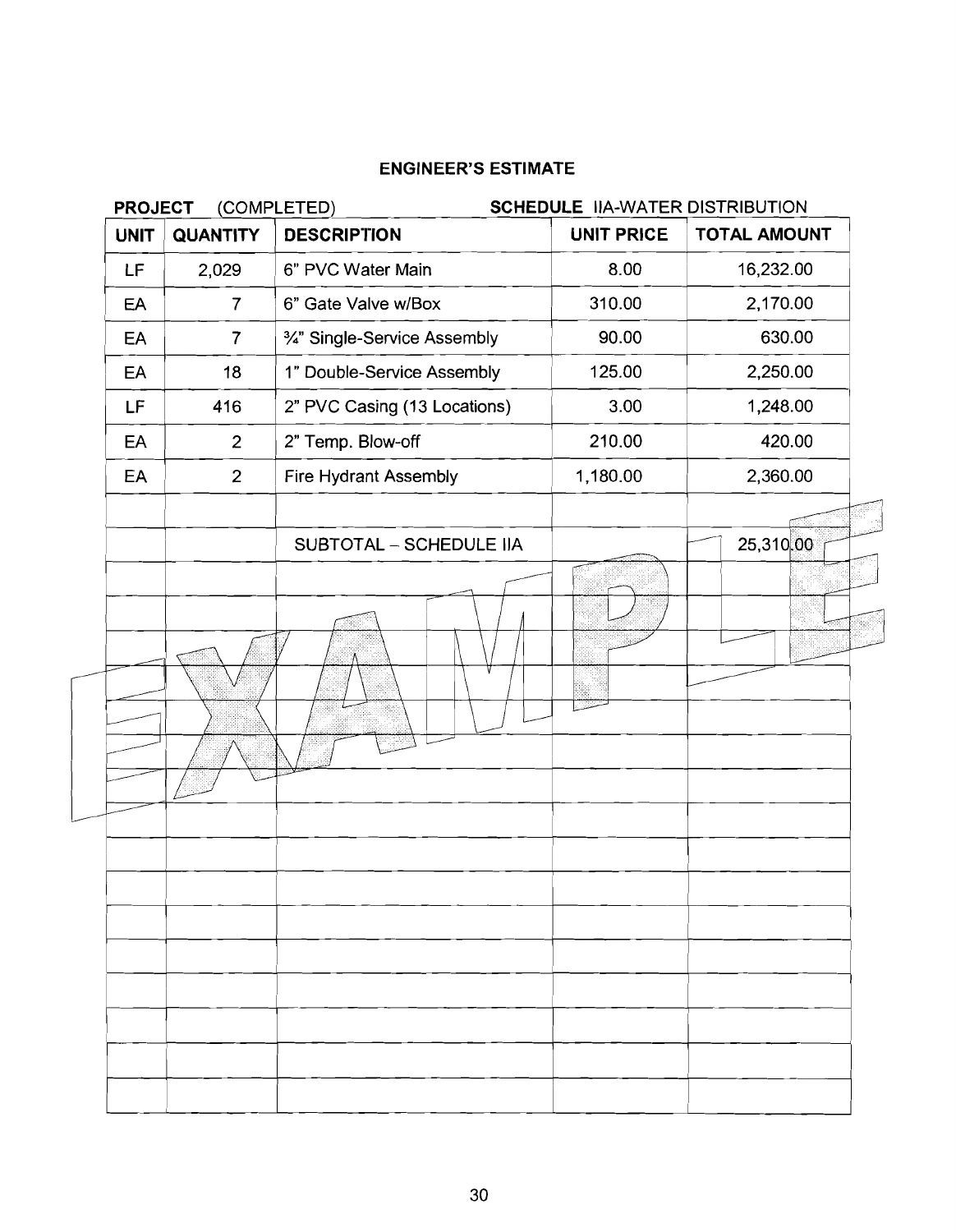## ENGINEER'S ESTIMATE

**PROJECT** (COMPLETED) **SCHEDULE** IIA-WATER DISTRIBUTION

| UNIT | QUANTITY | DESCRIPTION | UNIT PRICE | TOTAL AMOUNT |
|---|---|---|---|---|
| LF | 2,029 | 6" PVC Water Main | 8.00 | 16,232.00 |
| EA | 7 | 6" Gate Valve w/Box | 310.00 | 2,170.00 |
| EA | 7 | ¾" Single-Service Assembly | 90.00 | 630.00 |
| EA | 18 | 1" Double-Service Assembly | 125.00 | 2,250.00 |
| LF | 416 | 2" PVC Casing (13 Locations) | 3.00 | 1,248.00 |
| EA | 2 | 2" Temp. Blow-off | 210.00 | 420.00 |
| EA | 2 | Fire Hydrant Assembly | 1,180.00 | 2,360.00 |
| | | | | |
| | | SUBTOTAL – SCHEDULE IIA | | 25,310.00 |

EXAMPLE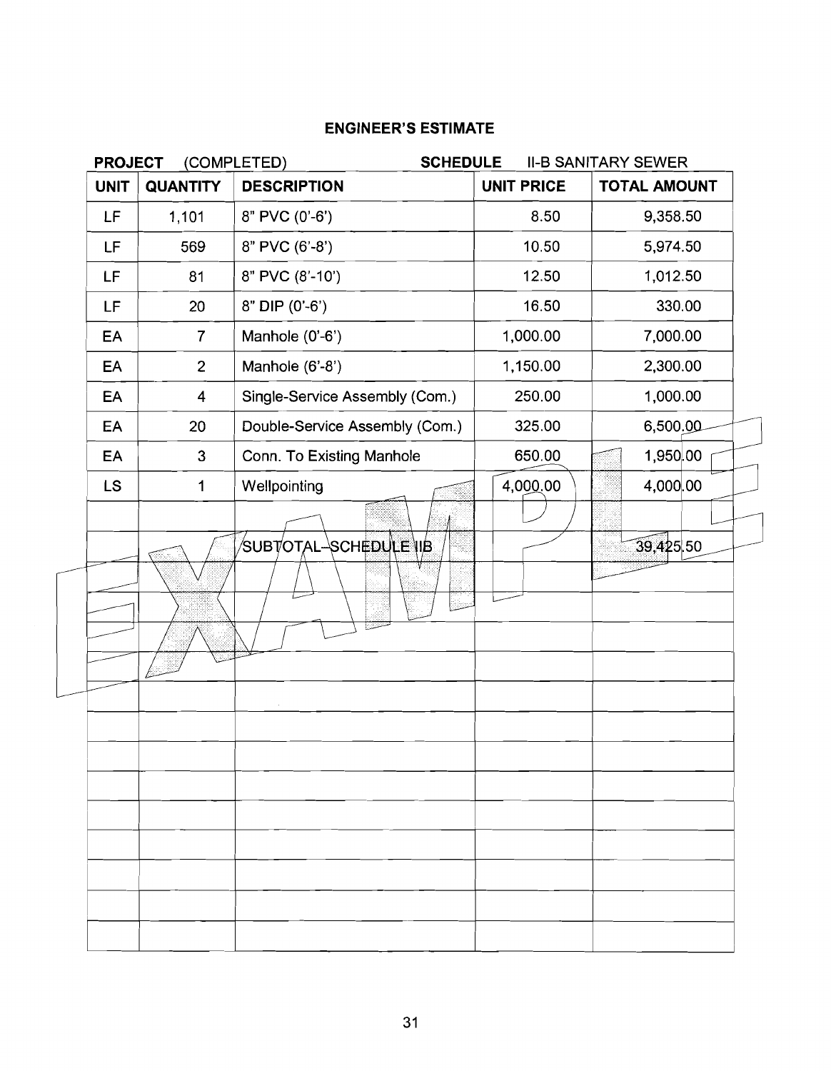## ENGINEER'S ESTIMATE

**PROJECT** (COMPLETED) **SCHEDULE** II-B SANITARY SEWER

| UNIT | QUANTITY | DESCRIPTION | UNIT PRICE | TOTAL AMOUNT |
|---|---|---|---|---|
| LF | 1,101 | 8" PVC (0'-6') | 8.50 | 9,358.50 |
| LF | 569 | 8" PVC (6'-8') | 10.50 | 5,974.50 |
| LF | 81 | 8" PVC (8'-10') | 12.50 | 1,012.50 |
| LF | 20 | 8" DIP (0'-6') | 16.50 | 330.00 |
| EA | 7 | Manhole (0'-6') | 1,000.00 | 7,000.00 |
| EA | 2 | Manhole (6'-8') | 1,150.00 | 2,300.00 |
| EA | 4 | Single-Service Assembly (Com.) | 250.00 | 1,000.00 |
| EA | 20 | Double-Service Assembly (Com.) | 325.00 | 6,500.00 |
| EA | 3 | Conn. To Existing Manhole | 650.00 | 1,950.00 |
| LS | 1 | Wellpointing | 4,000.00 | 4,000.00 |
| | | | | |
| | | SUBTOTAL-SCHEDULE IIB | | 39,425.50 |

EXAMPLE